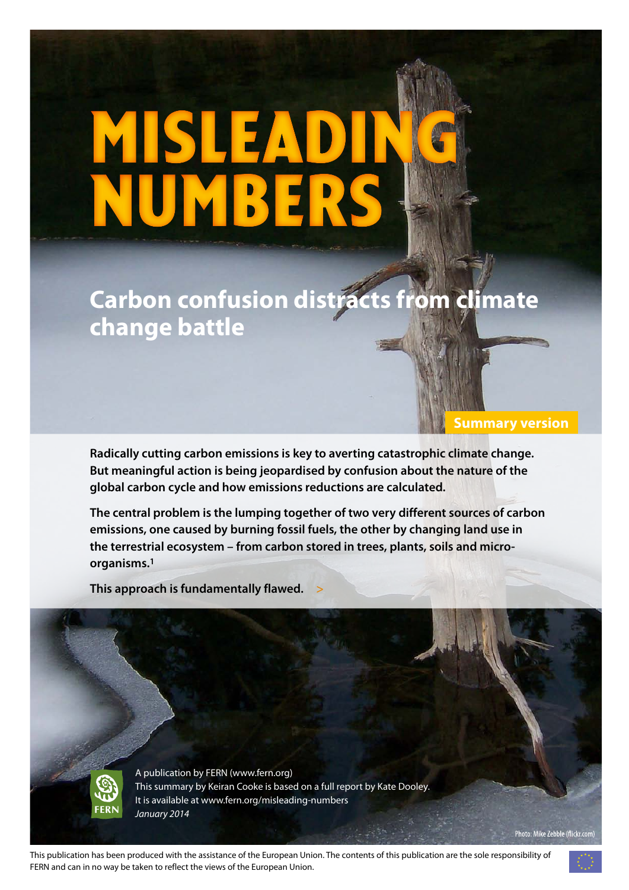# MISLEADING NUMBERS

## Carbon confusion distracts from climate change battle

Summary version

**Radically cutting carbon emissions is key to averting catastrophic climate change. But meaningful action is being jeopardised by confusion about the nature of the global carbon cycle and how emissions reductions are calculated.**

**The central problem is the lumping together of two very different sources of carbon emissions, one caused by burning fossil fuels, the other by changing land use in the terrestrial ecosystem – from carbon stored in trees, plants, soils and micro-organisms.[1]**

**This approach is fundamentally flawed.** >

A publication by FERN (www.fern.org)
This summary by Keiran Cooke is based on a full report by Kate Dooley.
It is available at www.fern.org/misleading-numbers
*January 2014*

Photo: Mike Zebble (flickr.com)

This publication has been produced with the assistance of the European Union. The contents of this publication are the sole responsibility of FERN and can in no way be taken to reflect the views of the European Union.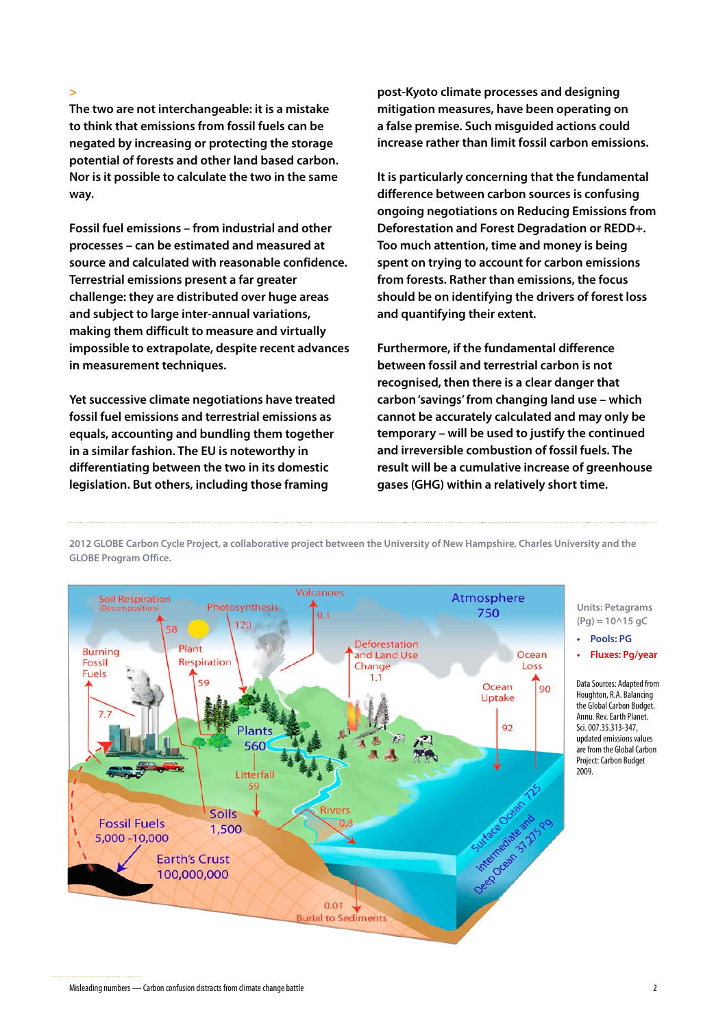>

The two are not interchangeable: it is a mistake to think that emissions from fossil fuels can be negated by increasing or protecting the storage potential of forests and other land based carbon. Nor is it possible to calculate the two in the same way.

Fossil fuel emissions – from industrial and other processes – can be estimated and measured at source and calculated with reasonable confidence. Terrestrial emissions present a far greater challenge: they are distributed over huge areas and subject to large inter-annual variations, making them difficult to measure and virtually impossible to extrapolate, despite recent advances in measurement techniques.

Yet successive climate negotiations have treated fossil fuel emissions and terrestrial emissions as equals, accounting and bundling them together in a similar fashion. The EU is noteworthy in differentiating between the two in its domestic legislation. But others, including those framing post-Kyoto climate processes and designing mitigation measures, have been operating on a false premise. Such misguided actions could increase rather than limit fossil carbon emissions.

It is particularly concerning that the fundamental difference between carbon sources is confusing ongoing negotiations on Reducing Emissions from Deforestation and Forest Degradation or REDD+. Too much attention, time and money is being spent on trying to account for carbon emissions from forests. Rather than emissions, the focus should be on identifying the drivers of forest loss and quantifying their extent.

Furthermore, if the fundamental difference between fossil and terrestrial carbon is not recognised, then there is a clear danger that carbon 'savings' from changing land use – which cannot be accurately calculated and may only be temporary – will be used to justify the continued and irreversible combustion of fossil fuels. The result will be a cumulative increase of greenhouse gases (GHG) within a relatively short time.

2012 GLOBE Carbon Cycle Project, a collaborative project between the University of New Hampshire, Charles University and the GLOBE Program Office.

Units: Petagrams (Pg) = 10^15 gC

- Pools: PG
- Fluxes: Pg/year

Data Sources: Adapted from Houghton, R.A. Balancing the Global Carbon Budget. Annu. Rev. Earth Planet. Sci. 007.35.313-347, updated emissions values are from the Global Carbon Project: Carbon Budget 2009.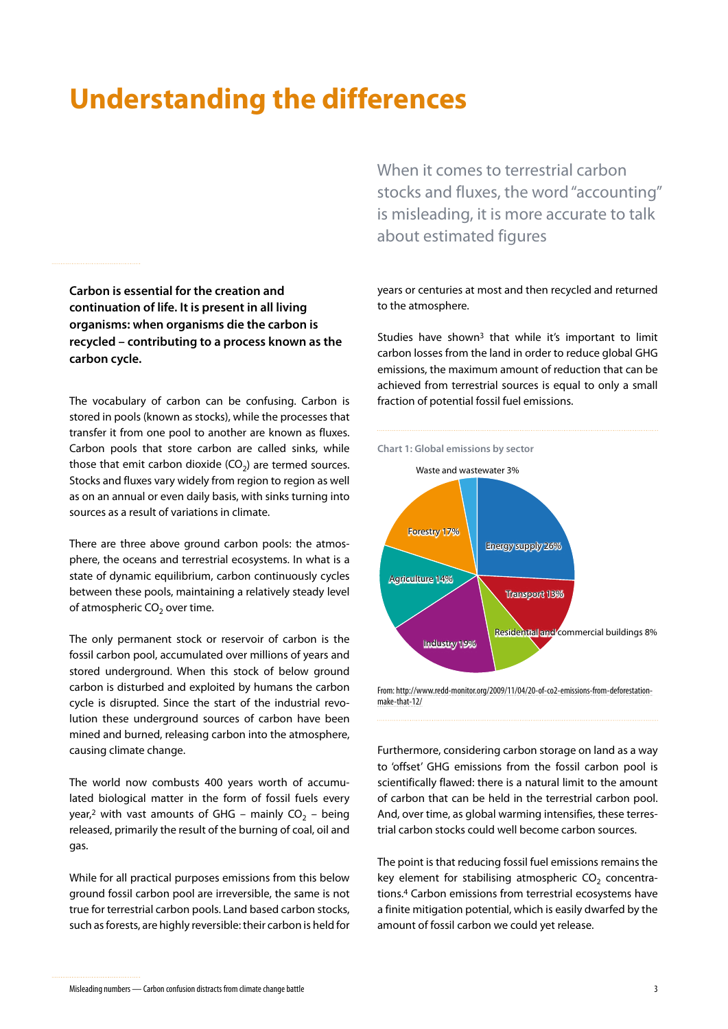# Understanding the differences

When it comes to terrestrial carbon stocks and fluxes, the word "accounting" is misleading, it is more accurate to talk about estimated figures

**Carbon is essential for the creation and continuation of life. It is present in all living organisms: when organisms die the carbon is recycled – contributing to a process known as the carbon cycle.**

The vocabulary of carbon can be confusing. Carbon is stored in pools (known as stocks), while the processes that transfer it from one pool to another are known as fluxes. Carbon pools that store carbon are called sinks, while those that emit carbon dioxide ($CO_2$) are termed sources. Stocks and fluxes vary widely from region to region as well as on an annual or even daily basis, with sinks turning into sources as a result of variations in climate.

There are three above ground carbon pools: the atmosphere, the oceans and terrestrial ecosystems. In what is a state of dynamic equilibrium, carbon continuously cycles between these pools, maintaining a relatively steady level of atmospheric $CO_2$ over time.

The only permanent stock or reservoir of carbon is the fossil carbon pool, accumulated over millions of years and stored underground. When this stock of below ground carbon is disturbed and exploited by humans the carbon cycle is disrupted. Since the start of the industrial revolution these underground sources of carbon have been mined and burned, releasing carbon into the atmosphere, causing climate change.

The world now combusts 400 years worth of accumulated biological matter in the form of fossil fuels every year,[2] with vast amounts of GHG – mainly $CO_2$ – being released, primarily the result of the burning of coal, oil and gas.

While for all practical purposes emissions from this below ground fossil carbon pool are irreversible, the same is not true for terrestrial carbon pools. Land based carbon stocks, such as forests, are highly reversible: their carbon is held for years or centuries at most and then recycled and returned to the atmosphere.

Studies have shown[3] that while it's important to limit carbon losses from the land in order to reduce global GHG emissions, the maximum amount of reduction that can be achieved from terrestrial sources is equal to only a small fraction of potential fossil fuel emissions.

**Chart 1: Global emissions by sector**

| Sector | Share |
|---|---|
| Energy supply | 26% |
| Industry | 19% |
| Forestry | 17% |
| Agriculture | 14% |
| Transport | 13% |
| Residential and commercial buildings | 8% |
| Waste and wastewater | 3% |

From: http://www.redd-monitor.org/2009/11/04/20-of-co2-emissions-from-deforestation-make-that-12/

Furthermore, considering carbon storage on land as a way to 'offset' GHG emissions from the fossil carbon pool is scientifically flawed: there is a natural limit to the amount of carbon that can be held in the terrestrial carbon pool. And, over time, as global warming intensifies, these terrestrial carbon stocks could well become carbon sources.

The point is that reducing fossil fuel emissions remains the key element for stabilising atmospheric $CO_2$ concentrations.[4] Carbon emissions from terrestrial ecosystems have a finite mitigation potential, which is easily dwarfed by the amount of fossil carbon we could yet release.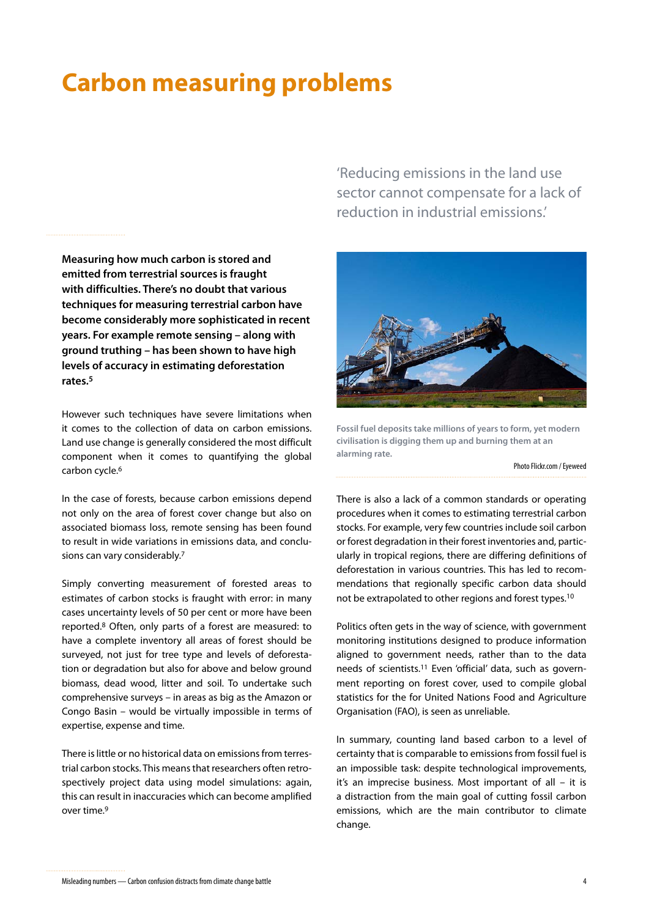# Carbon measuring problems

'Reducing emissions in the land use sector cannot compensate for a lack of reduction in industrial emissions.'

**Measuring how much carbon is stored and emitted from terrestrial sources is fraught with difficulties. There's no doubt that various techniques for measuring terrestrial carbon have become considerably more sophisticated in recent years. For example remote sensing – along with ground truthing – has been shown to have high levels of accuracy in estimating deforestation rates.[5]**

However such techniques have severe limitations when it comes to the collection of data on carbon emissions. Land use change is generally considered the most difficult component when it comes to quantifying the global carbon cycle.[6]

In the case of forests, because carbon emissions depend not only on the area of forest cover change but also on associated biomass loss, remote sensing has been found to result in wide variations in emissions data, and conclusions can vary considerably.[7]

Simply converting measurement of forested areas to estimates of carbon stocks is fraught with error: in many cases uncertainty levels of 50 per cent or more have been reported.[8] Often, only parts of a forest are measured: to have a complete inventory all areas of forest should be surveyed, not just for tree type and levels of deforestation or degradation but also for above and below ground biomass, dead wood, litter and soil. To undertake such comprehensive surveys – in areas as big as the Amazon or Congo Basin – would be virtually impossible in terms of expertise, expense and time.

There is little or no historical data on emissions from terrestrial carbon stocks. This means that researchers often retrospectively project data using model simulations: again, this can result in inaccuracies which can become amplified over time.[9]

Fossil fuel deposits take millions of years to form, yet modern civilisation is digging them up and burning them at an alarming rate.

Photo Flickr.com / Eyeweed

There is also a lack of a common standards or operating procedures when it comes to estimating terrestrial carbon stocks. For example, very few countries include soil carbon or forest degradation in their forest inventories and, particularly in tropical regions, there are differing definitions of deforestation in various countries. This has led to recommendations that regionally specific carbon data should not be extrapolated to other regions and forest types.[10]

Politics often gets in the way of science, with government monitoring institutions designed to produce information aligned to government needs, rather than to the data needs of scientists.[11] Even 'official' data, such as government reporting on forest cover, used to compile global statistics for the for United Nations Food and Agriculture Organisation (FAO), is seen as unreliable.

In summary, counting land based carbon to a level of certainty that is comparable to emissions from fossil fuel is an impossible task: despite technological improvements, it's an imprecise business. Most important of all – it is a distraction from the main goal of cutting fossil carbon emissions, which are the main contributor to climate change.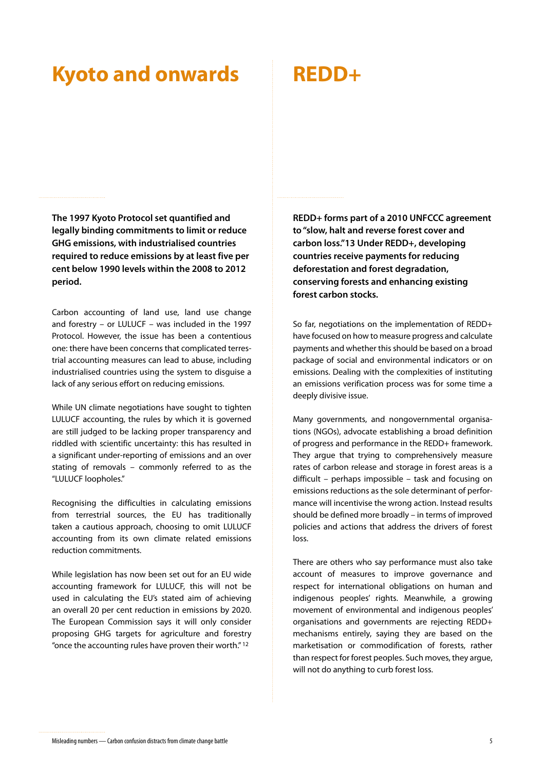# Kyoto and onwards

**The 1997 Kyoto Protocol set quantified and legally binding commitments to limit or reduce GHG emissions, with industrialised countries required to reduce emissions by at least five per cent below 1990 levels within the 2008 to 2012 period.**

Carbon accounting of land use, land use change and forestry – or LULUCF – was included in the 1997 Protocol. However, the issue has been a contentious one: there have been concerns that complicated terrestrial accounting measures can lead to abuse, including industrialised countries using the system to disguise a lack of any serious effort on reducing emissions.

While UN climate negotiations have sought to tighten LULUCF accounting, the rules by which it is governed are still judged to be lacking proper transparency and riddled with scientific uncertainty: this has resulted in a significant under-reporting of emissions and an over stating of removals – commonly referred to as the "LULUCF loopholes."

Recognising the difficulties in calculating emissions from terrestrial sources, the EU has traditionally taken a cautious approach, choosing to omit LULUCF accounting from its own climate related emissions reduction commitments.

While legislation has now been set out for an EU wide accounting framework for LULUCF, this will not be used in calculating the EU's stated aim of achieving an overall 20 per cent reduction in emissions by 2020. The European Commission says it will only consider proposing GHG targets for agriculture and forestry "once the accounting rules have proven their worth."[12]

# REDD+

**REDD+ forms part of a 2010 UNFCCC agreement to "slow, halt and reverse forest cover and carbon loss."13 Under REDD+, developing countries receive payments for reducing deforestation and forest degradation, conserving forests and enhancing existing forest carbon stocks.**

So far, negotiations on the implementation of REDD+ have focused on how to measure progress and calculate payments and whether this should be based on a broad package of social and environmental indicators or on emissions. Dealing with the complexities of instituting an emissions verification process was for some time a deeply divisive issue.

Many governments, and nongovernmental organisations (NGOs), advocate establishing a broad definition of progress and performance in the REDD+ framework. They argue that trying to comprehensively measure rates of carbon release and storage in forest areas is a difficult – perhaps impossible – task and focusing on emissions reductions as the sole determinant of performance will incentivise the wrong action. Instead results should be defined more broadly – in terms of improved policies and actions that address the drivers of forest loss.

There are others who say performance must also take account of measures to improve governance and respect for international obligations on human and indigenous peoples' rights. Meanwhile, a growing movement of environmental and indigenous peoples' organisations and governments are rejecting REDD+ mechanisms entirely, saying they are based on the marketisation or commodification of forests, rather than respect for forest peoples. Such moves, they argue, will not do anything to curb forest loss.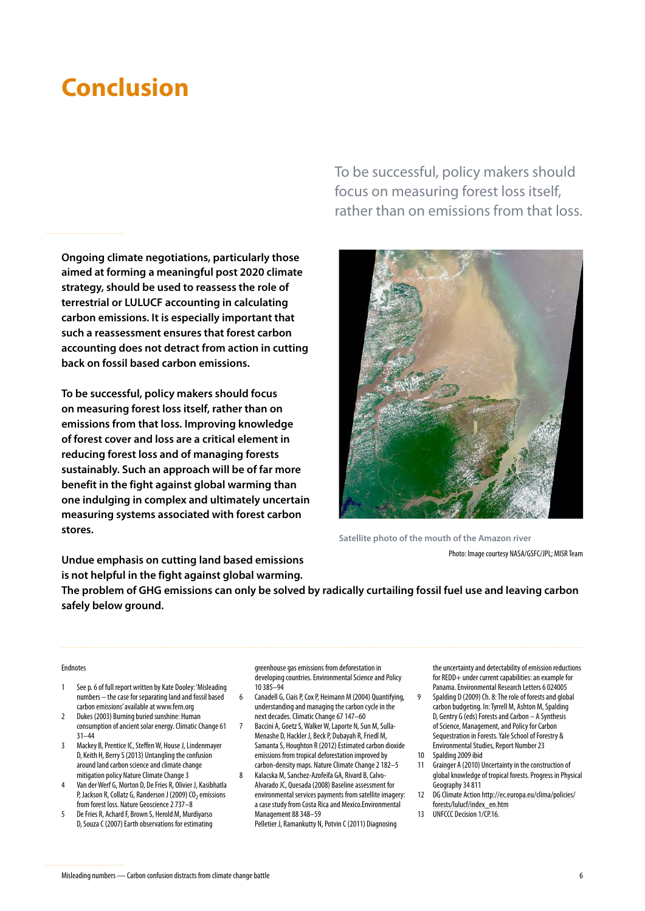# Conclusion

To be successful, policy makers should focus on measuring forest loss itself, rather than on emissions from that loss.

**Ongoing climate negotiations, particularly those aimed at forming a meaningful post 2020 climate strategy, should be used to reassess the role of terrestrial or LULUCF accounting in calculating carbon emissions. It is especially important that such a reassessment ensures that forest carbon accounting does not detract from action in cutting back on fossil based carbon emissions.**

**To be successful, policy makers should focus on measuring forest loss itself, rather than on emissions from that loss. Improving knowledge of forest cover and loss are a critical element in reducing forest loss and of managing forests sustainably. Such an approach will be of far more benefit in the fight against global warming than one indulging in complex and ultimately uncertain measuring systems associated with forest carbon stores.**

Satellite photo of the mouth of the Amazon river

Photo: Image courtesy NASA/GSFC/JPL; MISR Team

**Undue emphasis on cutting land based emissions is not helpful in the fight against global warming. The problem of GHG emissions can only be solved by radically curtailing fossil fuel use and leaving carbon safely below ground.**

Endnotes

1. See p. 6 of full report written by Kate Dooley: 'Misleading numbers – the case for separating land and fossil based carbon emissions' available at www.fern.org
2. Dukes (2003) Burning buried sunshine: Human consumption of ancient solar energy. Climatic Change 61 31–44
3. Mackey B, Prentice IC, Steffen W, House J, Lindenmayer D, Keith H, Berry S (2013) Untangling the confusion around land carbon science and climate change mitigation policy Nature Climate Change 3
4. Van der Werf G, Morton D, De Fries R, Olivier J, Kasibhatla P, Jackson R, Collatz G, Randerson J (2009) $CO_2$ emissions from forest loss. Nature Geoscience 2 737–8
5. De Fries R, Achard F, Brown S, Herold M, Murdiyarso D, Souza C (2007) Earth observations for estimating greenhouse gas emissions from deforestation in developing countries. Environmental Science and Policy 10 385–94
6. Canadell G, Ciais P, Cox P, Heimann M (2004) Quantifying, understanding and managing the carbon cycle in the next decades. Climatic Change 67 147–60
7. Baccini A, Goetz S, Walker W, Laporte N, Sun M, Sulla-Menashe D, Hackler J, Beck P, Dubayah R, Friedl M, Samanta S, Houghton R (2012) Estimated carbon dioxide emissions from tropical deforestation improved by carbon-density maps. Nature Climate Change 2 182–5
8. Kalacska M, Sanchez-Azofeifa GA, Rivard B, Calvo-Alvarado JC, Quesada (2008) Baseline assessment for environmental services payments from satellite imagery: a case study from Costa Rica and Mexico.Environmental Management 88 348–59
   Pelletier J, Ramankutty N, Potvin C (2011) Diagnosing the uncertainty and detectability of emission reductions for REDD+ under current capabilities: an example for Panama. Environmental Research Letters 6 024005
9. Spalding D (2009) Ch. 8: The role of forests and global carbon budgeting. In: Tyrrell M, Ashton M, Spalding D, Gentry G (eds) Forests and Carbon – A Synthesis of Science, Management, and Policy for Carbon Sequestration in Forests. Yale School of Forestry & Environmental Studies, Report Number 23
10. Spalding 2009 ibid
11. Grainger A (2010) Uncertainty in the construction of global knowledge of tropical forests. Progress in Physical Geography 34 811
12. DG Climate Action http://ec.europa.eu/clima/policies/forests/lulucf/index_en.htm
13. UNFCCC Decision 1/CP.16.